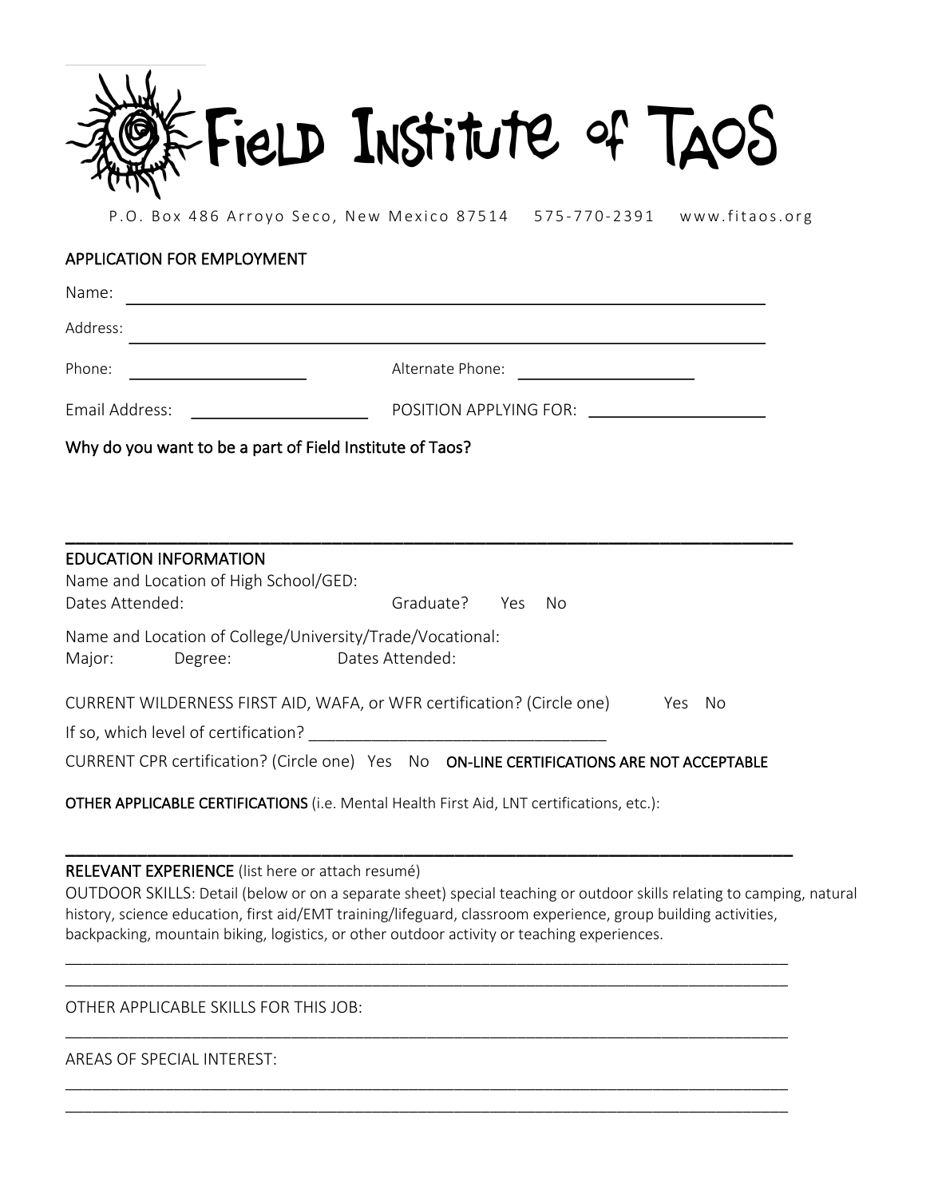# FIELD INSTITUTE of TAOS

P.O. Box 486 Arroyo Seco, New Mexico 87514    575-770-2391    www.fitaos.org

## APPLICATION FOR EMPLOYMENT

Name: ___________________________________________________________________________

Address: _________________________________________________________________________

Phone: ____________________    Alternate Phone: ____________________

Email Address: ____________________    POSITION APPLYING FOR: ____________________

**Why do you want to be a part of Field Institute of Taos?**

---

## EDUCATION INFORMATION

Name and Location of High School/GED:

Dates Attended:    Graduate?    Yes    No

Name and Location of College/University/Trade/Vocational:

Major:    Degree:    Dates Attended:

CURRENT WILDERNESS FIRST AID, WAFA, or WFR certification? (Circle one)    Yes    No

If so, which level of certification? _________________________________

CURRENT CPR certification? (Circle one)    Yes    No    **ON-LINE CERTIFICATIONS ARE NOT ACCEPTABLE**

**OTHER APPLICABLE CERTIFICATIONS** (i.e. Mental Health First Aid, LNT certifications, etc.):

---

## RELEVANT EXPERIENCE (list here or attach resumé)

OUTDOOR SKILLS: Detail (below or on a separate sheet) special teaching or outdoor skills relating to camping, natural history, science education, first aid/EMT training/lifeguard, classroom experience, group building activities, backpacking, mountain biking, logistics, or other outdoor activity or teaching experiences.

___________________________________________________________________________

___________________________________________________________________________

OTHER APPLICABLE SKILLS FOR THIS JOB:

___________________________________________________________________________

AREAS OF SPECIAL INTEREST:

___________________________________________________________________________

___________________________________________________________________________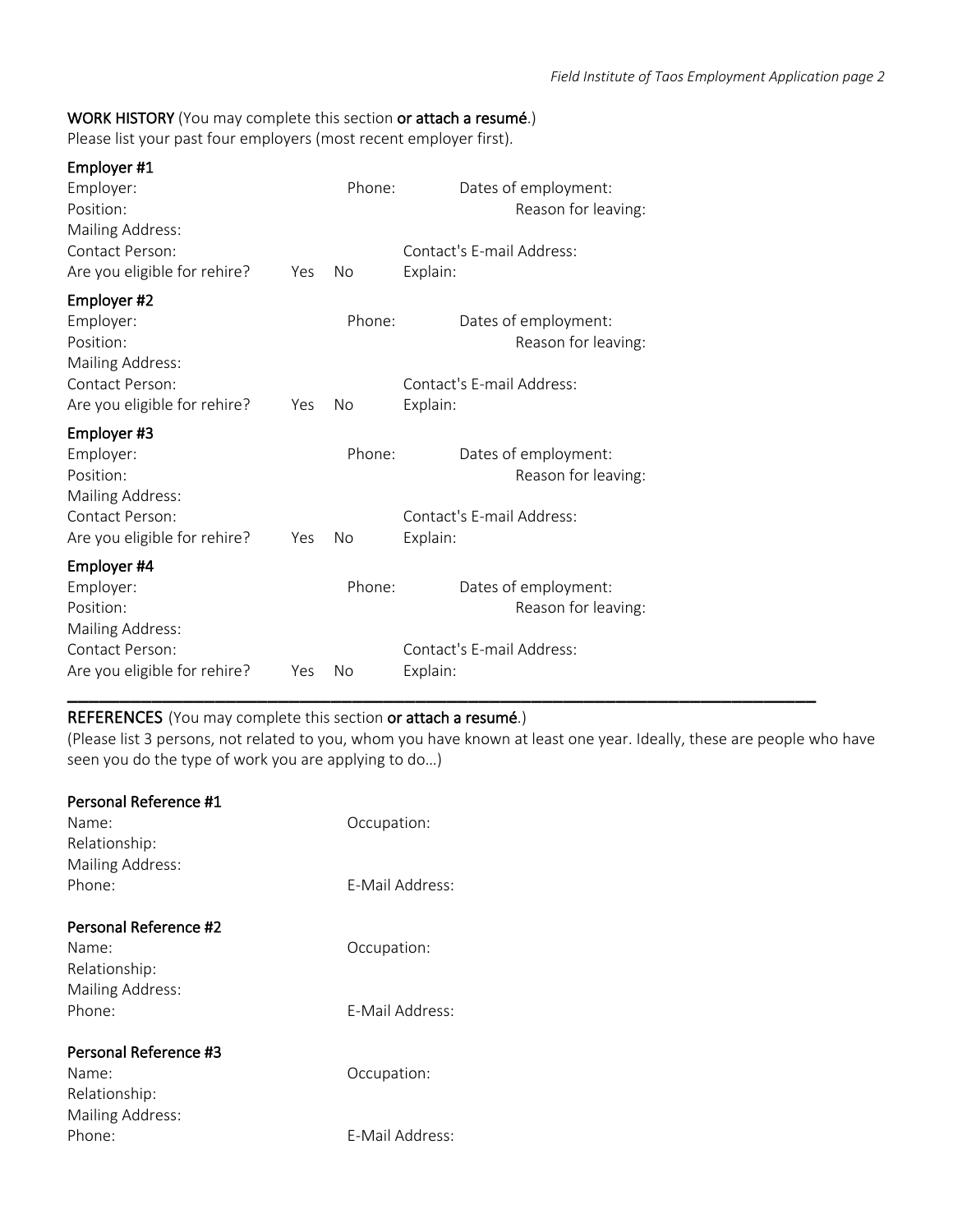## WORK HISTORY (You may complete this section **or attach a resumé**.)

Please list your past four employers (most recent employer first).

### Employer #1

Employer: Phone: Dates of employment:

Position: Reason for leaving:

Mailing Address:

Contact Person: Contact's E-mail Address:

Are you eligible for rehire? Yes No Explain:

### Employer #2

Employer: Phone: Dates of employment:

Position: Reason for leaving:

Mailing Address:

Contact Person: Contact's E-mail Address:

Are you eligible for rehire? Yes No Explain:

### Employer #3

Employer: Phone: Dates of employment:

Position: Reason for leaving:

Mailing Address:

Contact Person: Contact's E-mail Address:

Are you eligible for rehire? Yes No Explain:

### Employer #4

Employer: Phone: Dates of employment:

Position: Reason for leaving:

Mailing Address:

Contact Person: Contact's E-mail Address:

Are you eligible for rehire? Yes No Explain:

---

## REFERENCES (You may complete this section **or attach a resumé**.)

(Please list 3 persons, not related to you, whom you have known at least one year. Ideally, these are people who have seen you do the type of work you are applying to do…)

### Personal Reference #1

Name: Occupation:

Relationship:

Mailing Address:

Phone: E-Mail Address:

### Personal Reference #2

Name: Occupation:

Relationship:

Mailing Address:

Phone: E-Mail Address:

### Personal Reference #3

Name: Occupation:

Relationship:

Mailing Address:

Phone: E-Mail Address: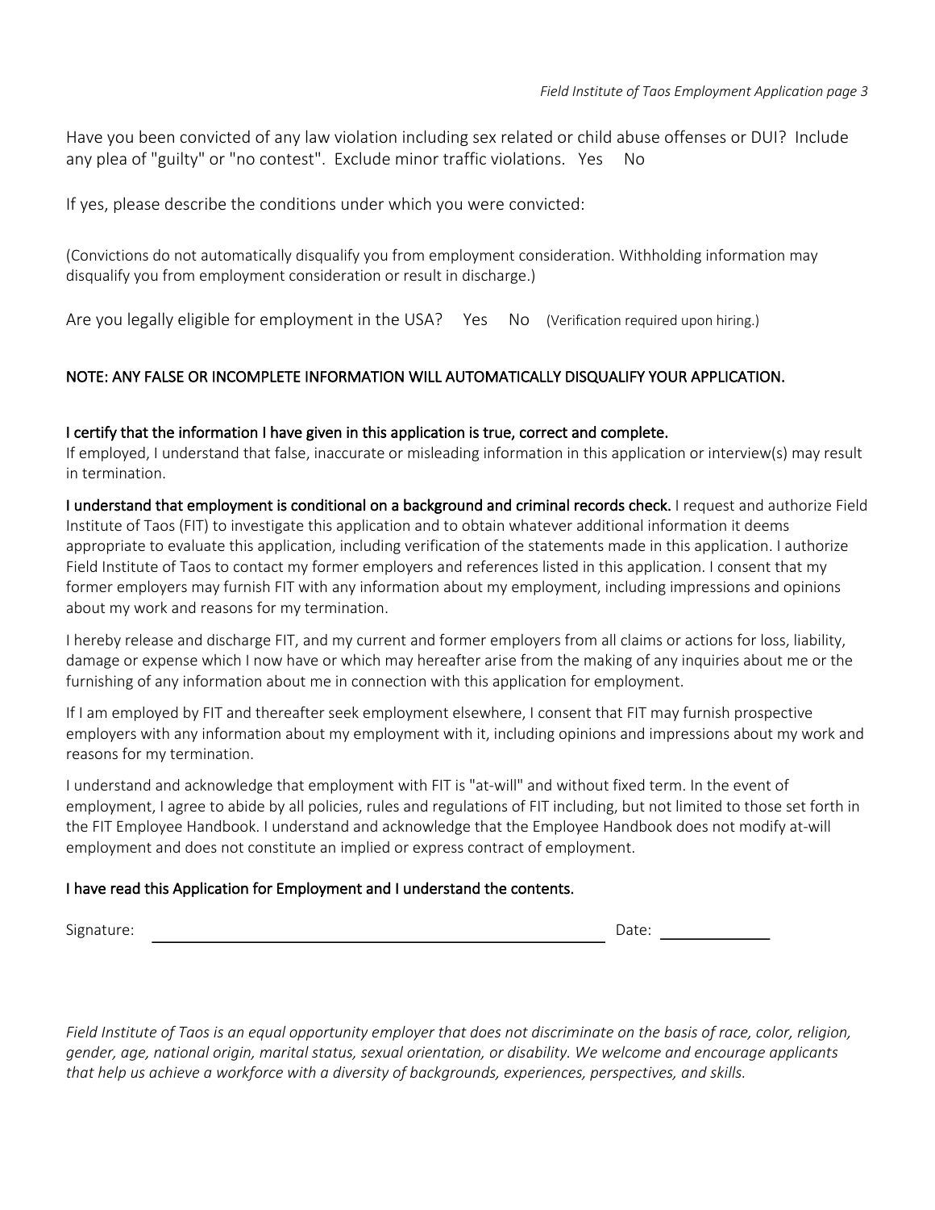Have you been convicted of any law violation including sex related or child abuse offenses or DUI? Include any plea of "guilty" or "no contest". Exclude minor traffic violations. Yes No

If yes, please describe the conditions under which you were convicted:

(Convictions do not automatically disqualify you from employment consideration. Withholding information may disqualify you from employment consideration or result in discharge.)

Are you legally eligible for employment in the USA? Yes No (Verification required upon hiring.)

NOTE: ANY FALSE OR INCOMPLETE INFORMATION WILL AUTOMATICALLY DISQUALIFY YOUR APPLICATION.

**I certify that the information I have given in this application is true, correct and complete.**
If employed, I understand that false, inaccurate or misleading information in this application or interview(s) may result in termination.

**I understand that employment is conditional on a background and criminal records check.** I request and authorize Field Institute of Taos (FIT) to investigate this application and to obtain whatever additional information it deems appropriate to evaluate this application, including verification of the statements made in this application. I authorize Field Institute of Taos to contact my former employers and references listed in this application. I consent that my former employers may furnish FIT with any information about my employment, including impressions and opinions about my work and reasons for my termination.

I hereby release and discharge FIT, and my current and former employers from all claims or actions for loss, liability, damage or expense which I now have or which may hereafter arise from the making of any inquiries about me or the furnishing of any information about me in connection with this application for employment.

If I am employed by FIT and thereafter seek employment elsewhere, I consent that FIT may furnish prospective employers with any information about my employment with it, including opinions and impressions about my work and reasons for my termination.

I understand and acknowledge that employment with FIT is "at-will" and without fixed term. In the event of employment, I agree to abide by all policies, rules and regulations of FIT including, but not limited to those set forth in the FIT Employee Handbook. I understand and acknowledge that the Employee Handbook does not modify at-will employment and does not constitute an implied or express contract of employment.

**I have read this Application for Employment and I understand the contents.**

Signature: ______________________________ Date: ____________

*Field Institute of Taos is an equal opportunity employer that does not discriminate on the basis of race, color, religion, gender, age, national origin, marital status, sexual orientation, or disability. We welcome and encourage applicants that help us achieve a workforce with a diversity of backgrounds, experiences, perspectives, and skills.*